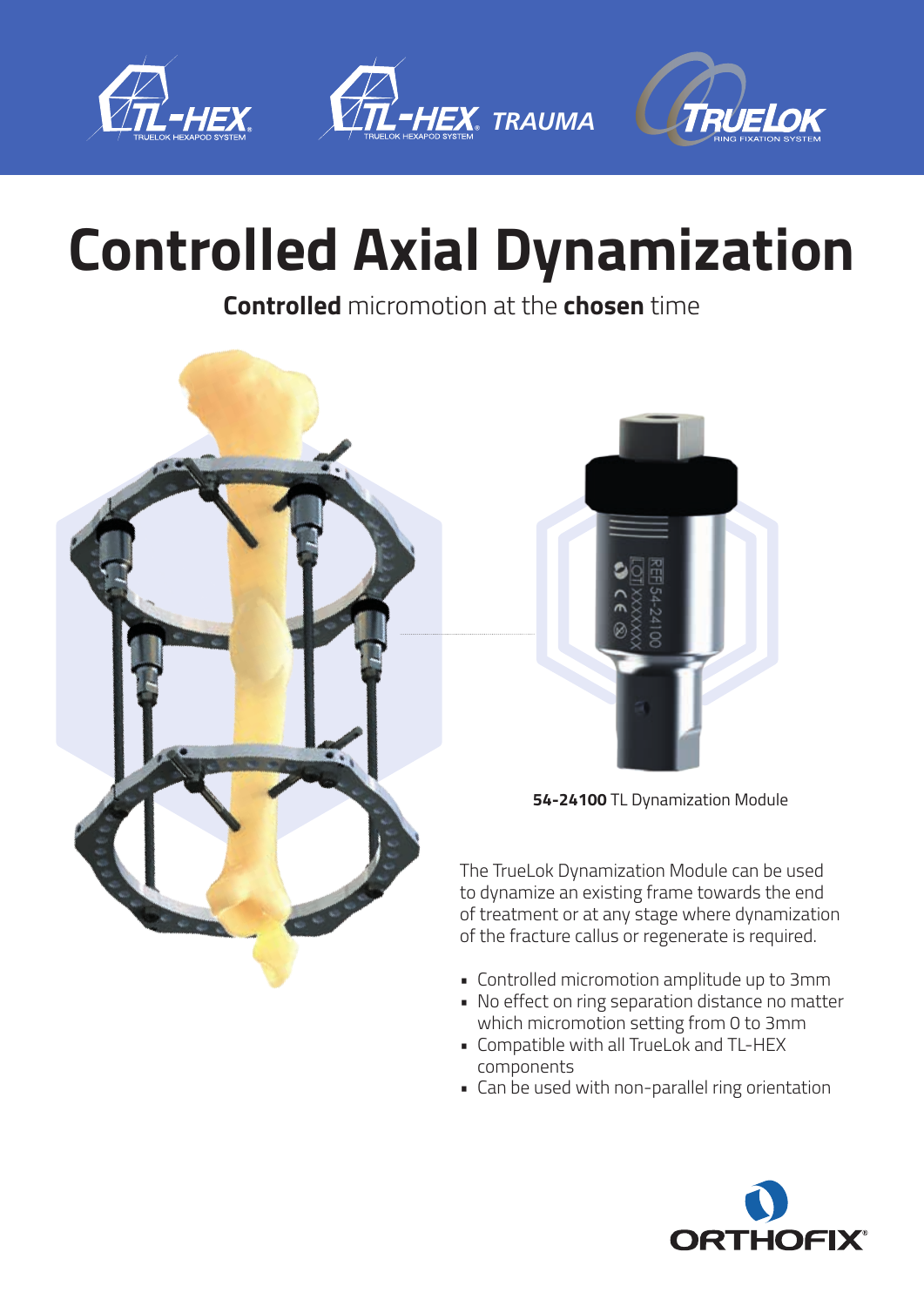# Controlled Axial Dynamization

**Controlled** micromotion at the **chosen** time

**54-24100** TL Dynamization Module

The TrueLok Dynamization Module can be used to dynamize an existing frame towards the end of treatment or at any stage where dynamization of the fracture callus or regenerate is required.

- Controlled micromotion amplitude up to 3mm
- No effect on ring separation distance no matter which micromotion setting from 0 to 3mm
- Compatible with all TrueLok and TL-HEX components
- Can be used with non-parallel ring orientation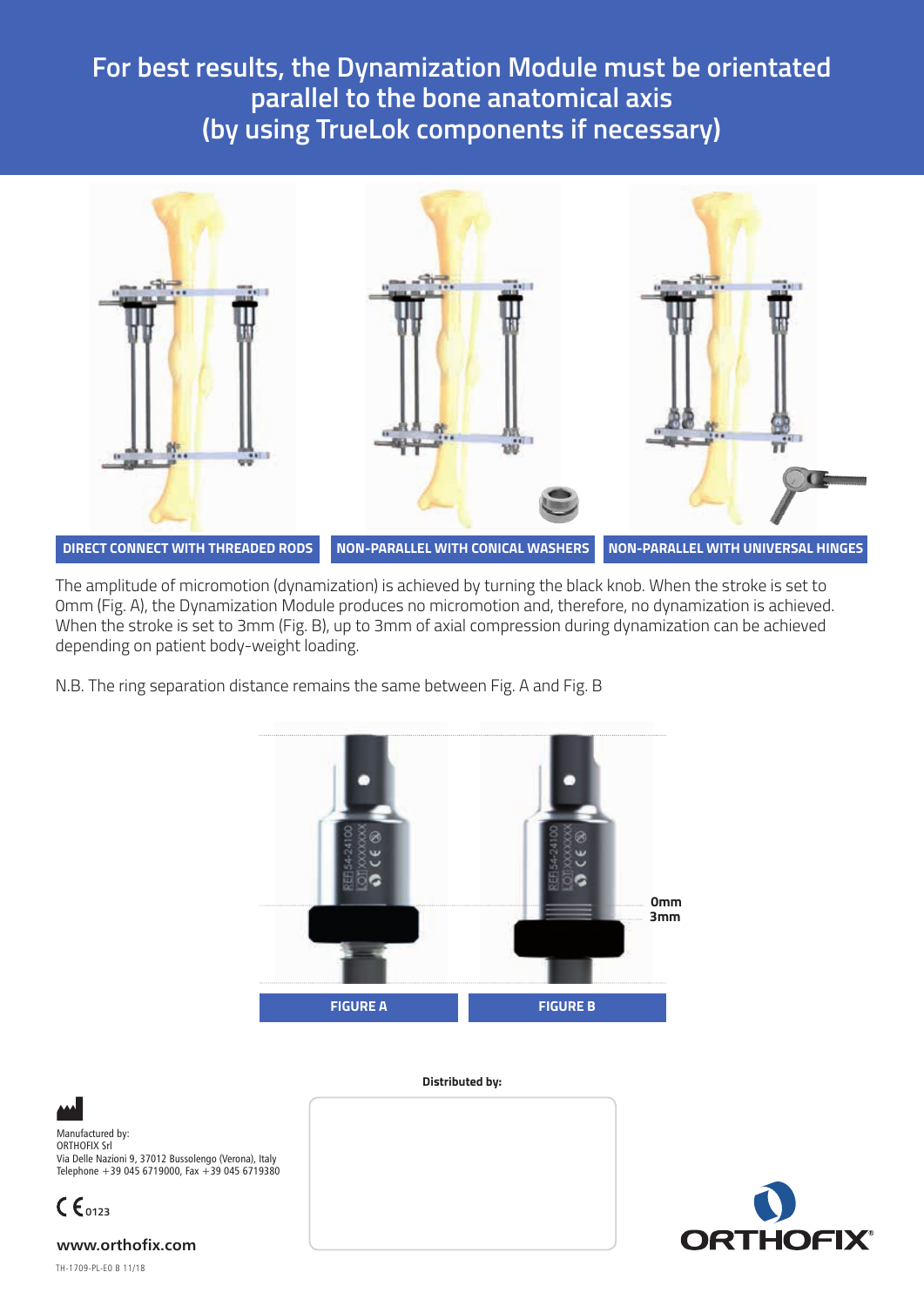# For best results, the Dynamization Module must be orientated parallel to the bone anatomical axis (by using TrueLok components if necessary)

DIRECT CONNECT WITH THREADED RODS

NON-PARALLEL WITH CONICAL WASHERS

NON-PARALLEL WITH UNIVERSAL HINGES

The amplitude of micromotion (dynamization) is achieved by turning the black knob. When the stroke is set to 0mm (Fig. A), the Dynamization Module produces no micromotion and, therefore, no dynamization is achieved. When the stroke is set to 3mm (Fig. B), up to 3mm of axial compression during dynamization can be achieved depending on patient body-weight loading.

N.B. The ring separation distance remains the same between Fig. A and Fig. B

0mm
3mm

FIGURE A

FIGURE B

Distributed by:

Manufactured by:
ORTHOFIX Srl
Via Delle Nazioni 9, 37012 Bussolengo (Verona), Italy
Telephone +39 045 6719000, Fax +39 045 6719380

CE 0123

www.orthofix.com

TH-1709-PL-E0 B 11/18

ORTHOFIX®